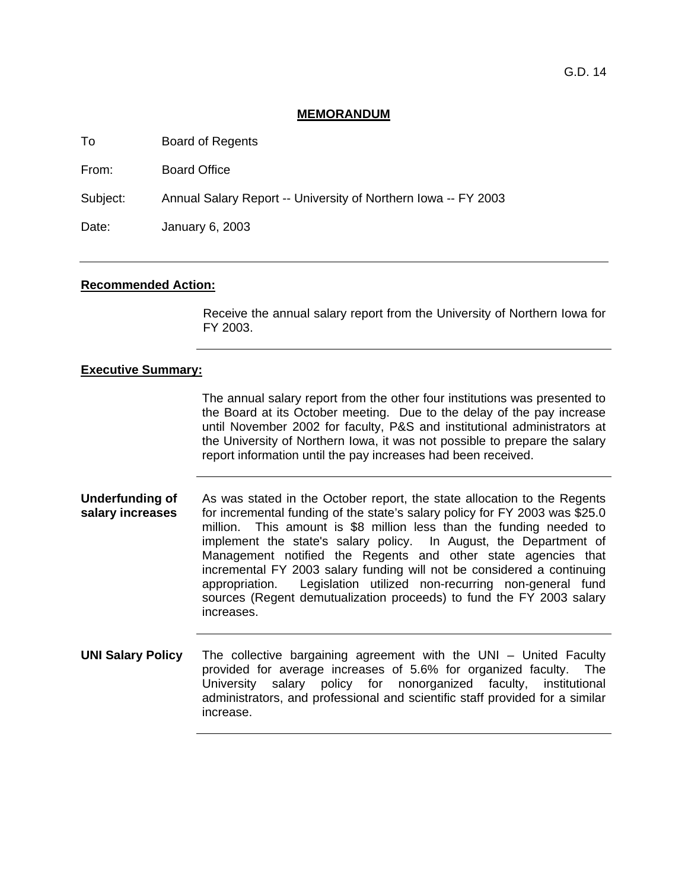G.D. 14

## MEMORANDUM

To Board of Regents

From: Board Office

Subject: Annual Salary Report -- University of Northern Iowa -- FY 2003

Date: January 6, 2003

---

**Recommended Action:**

Receive the annual salary report from the University of Northern Iowa for FY 2003.

**Executive Summary:**

The annual salary report from the other four institutions was presented to the Board at its October meeting. Due to the delay of the pay increase until November 2002 for faculty, P&S and institutional administrators at the University of Northern Iowa, it was not possible to prepare the salary report information until the pay increases had been received.

**Underfunding of salary increases**

As was stated in the October report, the state allocation to the Regents for incremental funding of the state's salary policy for FY 2003 was $25.0 million. This amount is $8 million less than the funding needed to implement the state's salary policy. In August, the Department of Management notified the Regents and other state agencies that incremental FY 2003 salary funding will not be considered a continuing appropriation. Legislation utilized non-recurring non-general fund sources (Regent demutualization proceeds) to fund the FY 2003 salary increases.

**UNI Salary Policy**

The collective bargaining agreement with the UNI – United Faculty provided for average increases of 5.6% for organized faculty. The University salary policy for nonorganized faculty, institutional administrators, and professional and scientific staff provided for a similar increase.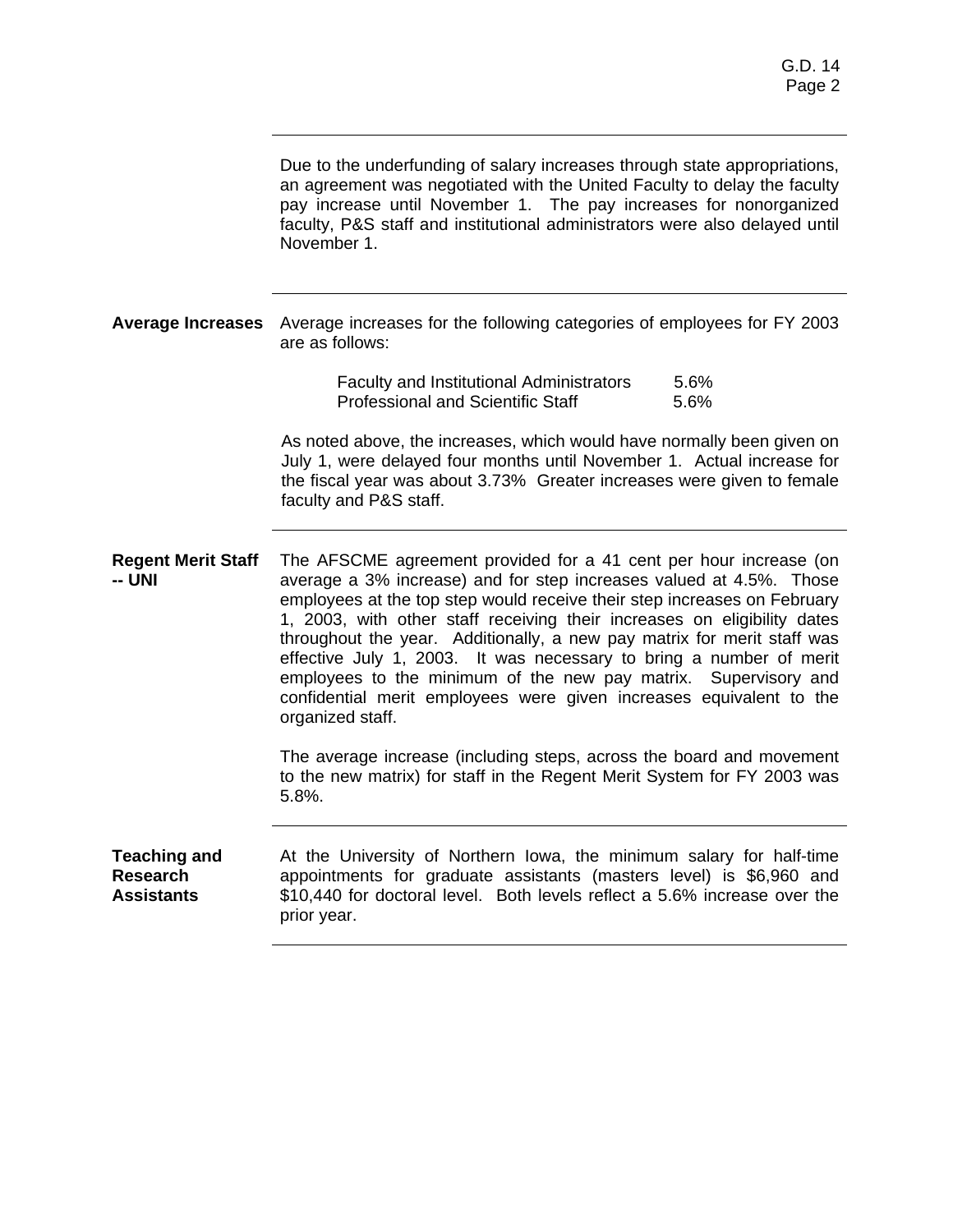Due to the underfunding of salary increases through state appropriations, an agreement was negotiated with the United Faculty to delay the faculty pay increase until November 1. The pay increases for nonorganized faculty, P&S staff and institutional administrators were also delayed until November 1.

**Average Increases**

Average increases for the following categories of employees for FY 2003 are as follows:

| | |
|---|---|
| Faculty and Institutional Administrators | 5.6% |
| Professional and Scientific Staff | 5.6% |

As noted above, the increases, which would have normally been given on July 1, were delayed four months until November 1. Actual increase for the fiscal year was about 3.73% Greater increases were given to female faculty and P&S staff.

**Regent Merit Staff -- UNI**

The AFSCME agreement provided for a 41 cent per hour increase (on average a 3% increase) and for step increases valued at 4.5%. Those employees at the top step would receive their step increases on February 1, 2003, with other staff receiving their increases on eligibility dates throughout the year. Additionally, a new pay matrix for merit staff was effective July 1, 2003. It was necessary to bring a number of merit employees to the minimum of the new pay matrix. Supervisory and confidential merit employees were given increases equivalent to the organized staff.

The average increase (including steps, across the board and movement to the new matrix) for staff in the Regent Merit System for FY 2003 was 5.8%.

**Teaching and Research Assistants**

At the University of Northern Iowa, the minimum salary for half-time appointments for graduate assistants (masters level) is $6,960 and $10,440 for doctoral level. Both levels reflect a 5.6% increase over the prior year.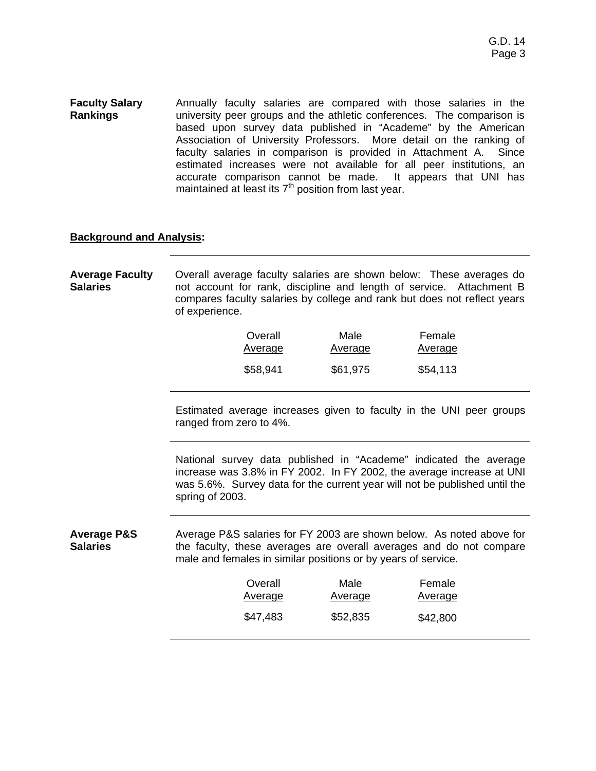**Faculty Salary Rankings**

Annually faculty salaries are compared with those salaries in the university peer groups and the athletic conferences. The comparison is based upon survey data published in "Academe" by the American Association of University Professors. More detail on the ranking of faculty salaries in comparison is provided in Attachment A. Since estimated increases were not available for all peer institutions, an accurate comparison cannot be made. It appears that UNI has maintained at least its 7th position from last year.

**Background and Analysis:**

---

**Average Faculty Salaries**

Overall average faculty salaries are shown below: These averages do not account for rank, discipline and length of service. Attachment B compares faculty salaries by college and rank but does not reflect years of experience.

| Overall Average | Male Average | Female Average |
|---|---|---|
| $58,941 | $61,975 | $54,113 |

---

Estimated average increases given to faculty in the UNI peer groups ranged from zero to 4%.

---

National survey data published in "Academe" indicated the average increase was 3.8% in FY 2002. In FY 2002, the average increase at UNI was 5.6%. Survey data for the current year will not be published until the spring of 2003.

---

**Average P&S Salaries**

Average P&S salaries for FY 2003 are shown below. As noted above for the faculty, these averages are overall averages and do not compare male and females in similar positions or by years of service.

| Overall Average | Male Average | Female Average |
|---|---|---|
| $47,483 | $52,835 | $42,800 |

---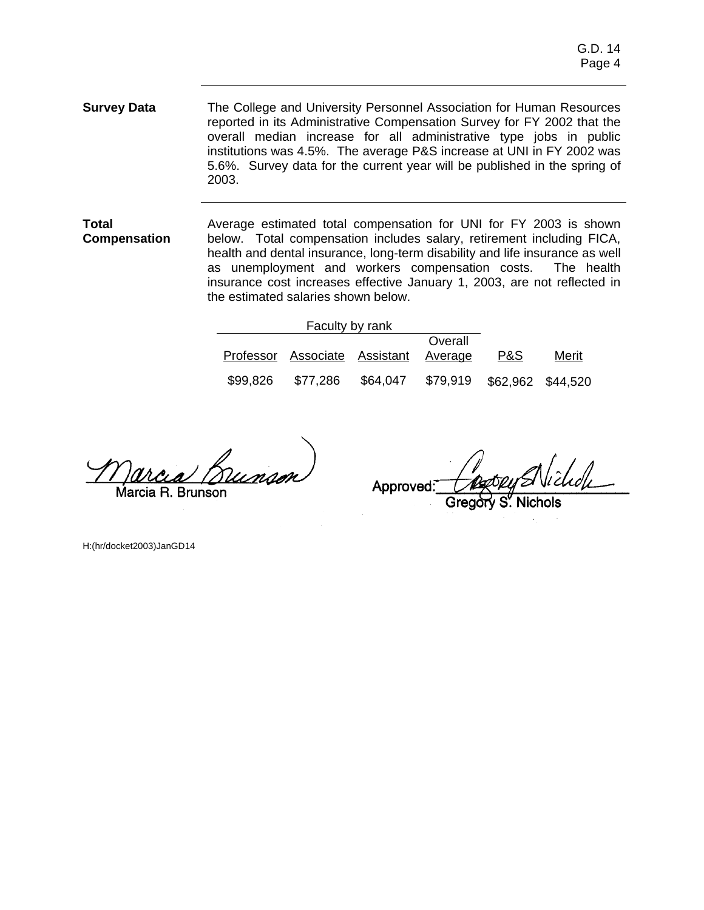**Survey Data**

The College and University Personnel Association for Human Resources reported in its Administrative Compensation Survey for FY 2002 that the overall median increase for all administrative type jobs in public institutions was 4.5%. The average P&S increase at UNI in FY 2002 was 5.6%. Survey data for the current year will be published in the spring of 2003.

**Total Compensation**

Average estimated total compensation for UNI for FY 2003 is shown below. Total compensation includes salary, retirement including FICA, health and dental insurance, long-term disability and life insurance as well as unemployment and workers compensation costs. The health insurance cost increases effective January 1, 2003, are not reflected in the estimated salaries shown below.

| Faculty by rank | | | | | |
|---|---|---|---|---|---|
| Professor | Associate | Assistant | Overall Average | P&S | Merit |
| $99,826 | $77,286 | $64,047 | $79,919 | $62,962 | $44,520 |

Marcia R. Brunson

Approved: Gregory S. Nichols

H:(hr/docket2003)JanGD14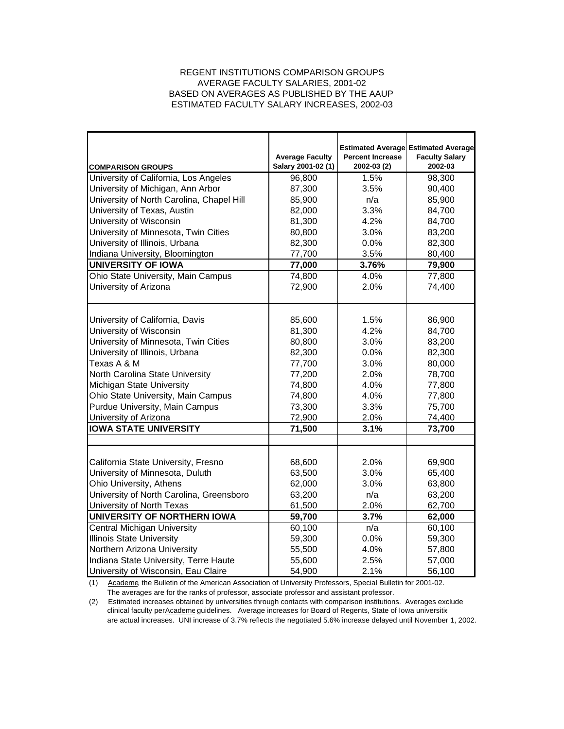REGENT INSTITUTIONS COMPARISON GROUPS
AVERAGE FACULTY SALARIES, 2001-02
BASED ON AVERAGES AS PUBLISHED BY THE AAUP
ESTIMATED FACULTY SALARY INCREASES, 2002-03

| COMPARISON GROUPS | Average Faculty Salary 2001-02 (1) | Estimated Average Percent Increase 2002-03 (2) | Estimated Average Faculty Salary 2002-03 |
|---|---|---|---|
| University of California, Los Angeles | 96,800 | 1.5% | 98,300 |
| University of Michigan, Ann Arbor | 87,300 | 3.5% | 90,400 |
| University of North Carolina, Chapel Hill | 85,900 | n/a | 85,900 |
| University of Texas, Austin | 82,000 | 3.3% | 84,700 |
| University of Wisconsin | 81,300 | 4.2% | 84,700 |
| University of Minnesota, Twin Cities | 80,800 | 3.0% | 83,200 |
| University of Illinois, Urbana | 82,300 | 0.0% | 82,300 |
| Indiana University, Bloomington | 77,700 | 3.5% | 80,400 |
| **UNIVERSITY OF IOWA** | **77,000** | **3.76%** | **79,900** |
| Ohio State University, Main Campus | 74,800 | 4.0% | 77,800 |
| University of Arizona | 72,900 | 2.0% | 74,400 |
| | | | |
| University of California, Davis | 85,600 | 1.5% | 86,900 |
| University of Wisconsin | 81,300 | 4.2% | 84,700 |
| University of Minnesota, Twin Cities | 80,800 | 3.0% | 83,200 |
| University of Illinois, Urbana | 82,300 | 0.0% | 82,300 |
| Texas A & M | 77,700 | 3.0% | 80,000 |
| North Carolina State University | 77,200 | 2.0% | 78,700 |
| Michigan State University | 74,800 | 4.0% | 77,800 |
| Ohio State University, Main Campus | 74,800 | 4.0% | 77,800 |
| Purdue University, Main Campus | 73,300 | 3.3% | 75,700 |
| University of Arizona | 72,900 | 2.0% | 74,400 |
| **IOWA STATE UNIVERSITY** | **71,500** | **3.1%** | **73,700** |
| | | | |
| California State University, Fresno | 68,600 | 2.0% | 69,900 |
| University of Minnesota, Duluth | 63,500 | 3.0% | 65,400 |
| Ohio University, Athens | 62,000 | 3.0% | 63,800 |
| University of North Carolina, Greensboro | 63,200 | n/a | 63,200 |
| University of North Texas | 61,500 | 2.0% | 62,700 |
| **UNIVERSITY OF NORTHERN IOWA** | **59,700** | **3.7%** | **62,000** |
| Central Michigan University | 60,100 | n/a | 60,100 |
| Illinois State University | 59,300 | 0.0% | 59,300 |
| Northern Arizona University | 55,500 | 4.0% | 57,800 |
| Indiana State University, Terre Haute | 55,600 | 2.5% | 57,000 |
| University of Wisconsin, Eau Claire | 54,900 | 2.1% | 56,100 |

(1) Academe, the Bulletin of the American Association of University Professors, Special Bulletin for 2001-02. The averages are for the ranks of professor, associate professor and assistant professor.

(2) Estimated increases obtained by universities through contacts with comparison institutions. Averages exclude clinical faculty per Academe guidelines. Average increases for Board of Regents, State of Iowa universities are actual increases. UNI increase of 3.7% reflects the negotiated 5.6% increase delayed until November 1, 2002.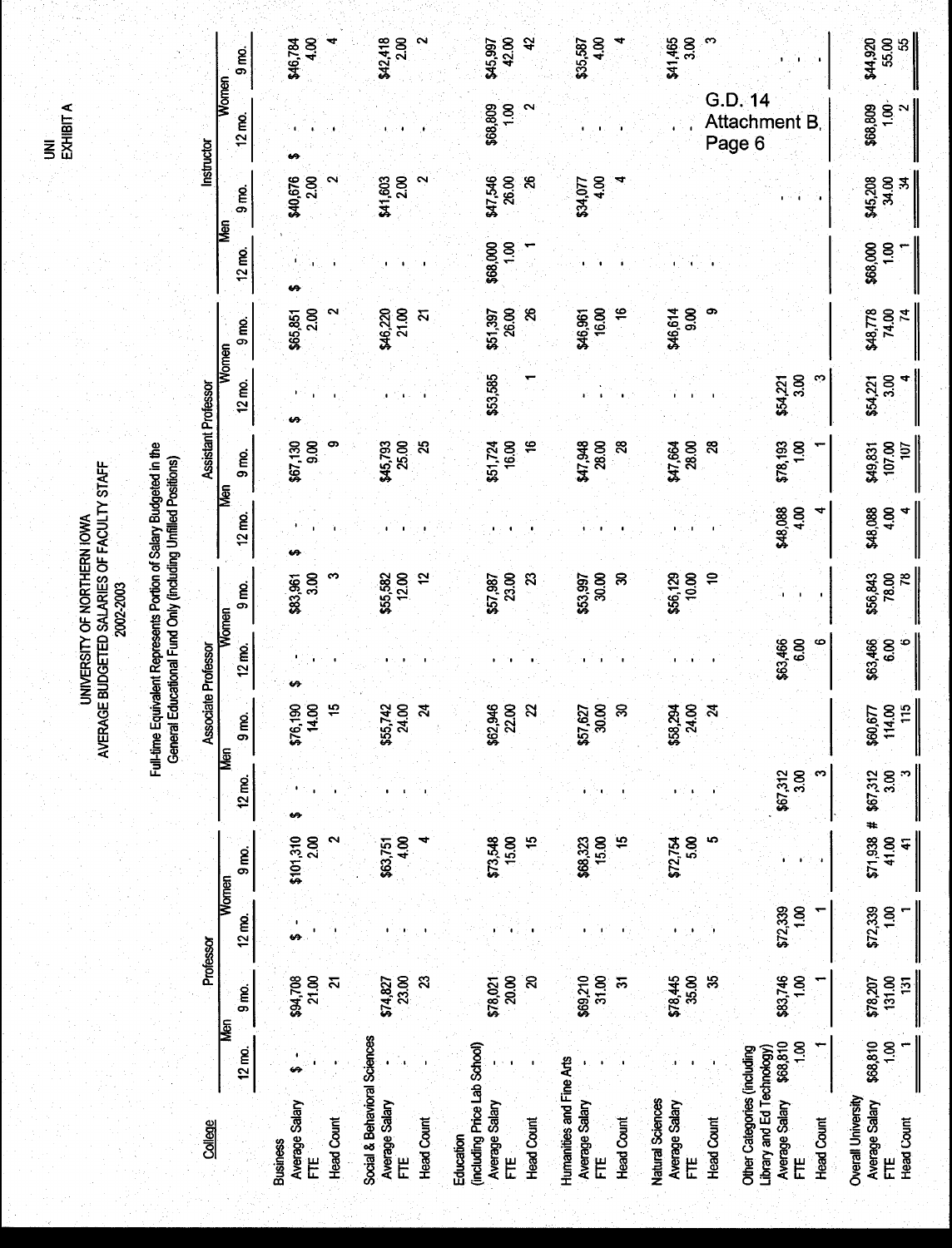UNI
EXHIBIT A

G.D. 14
Attachment B
Page 6

# UNIVERSITY OF NORTHERN IOWA
## AVERAGE BUDGETED SALARIES OF FACULTY STAFF
### 2002-2003

Full-time Equivalent Represents Portion of Salary Budgeted in the General Educational Fund Only (Including Unfilled Positions)

| College | Professor | | | | Associate Professor | | | | Assistant Professor | | | | Instructor | | | |
|---|---|---|---|---|---|---|---|---|---|---|---|---|---|---|---|---|
| | Men | | Women | | Men | | Women | | Men | | Women | | Men | | Women | |
| | 12 mo. | 9 mo. | 12 mo. | 9 mo. | 12 mo. | 9 mo. | 12 mo. | 9 mo. | 12 mo. | 9 mo. | 12 mo. | 9 mo. | 12 mo. | 9 mo. | 12 mo. | 9 mo. |
| **Business** | | | | | | | | | | | | | | | | |
| Average Salary | $ - | $94,708 | $ - | $101,310 | $ - | $76,190 | $ - | $83,961 | $ - | $67,130 | $ - | $65,851 | $ - | $40,676 | $ - | $46,784 |
| FTE | - | 21.00 | - | 2.00 | - | 14.00 | - | 3.00 | - | 9.00 | - | 2.00 | - | 2.00 | - | 4.00 |
| Head Count | - | 21 | - | 2 | - | 15 | - | 3 | - | 9 | - | 2 | - | 2 | - | 4 |
| **Social & Behavioral Sciences** | | | | | | | | | | | | | | | | |
| Average Salary | - | $74,827 | - | $63,751 | - | $55,742 | - | $55,582 | - | $45,793 | - | $46,220 | - | $41,603 | - | $42,418 |
| FTE | - | 23.00 | - | 4.00 | - | 24.00 | - | 12.00 | - | 25.00 | - | 21.00 | - | 2.00 | - | 2.00 |
| Head Count | - | 23 | - | 4 | - | 24 | - | 12 | - | 25 | - | 21 | - | 2 | - | 2 |
| **Education (including Price Lab School)** | | | | | | | | | | | | | | | | |
| Average Salary | - | $78,021 | - | $73,548 | - | $62,946 | - | $57,987 | - | $51,724 | $53,585 | $51,397 | $68,000 | $47,546 | $68,809 | $45,997 |
| FTE | - | 20.00 | - | 15.00 | - | 22.00 | - | 23.00 | - | 16.00 | | 26.00 | 1.00 | 26.00 | 1.00 | 42.00 |
| Head Count | - | 20 | - | 15 | - | 22 | - | 23 | - | 16 | 1 | 26 | 1 | 26 | 2 | 42 |
| **Humanities and Fine Arts** | | | | | | | | | | | | | | | | |
| Average Salary | - | $69,210 | - | $68,323 | - | $57,627 | - | $53,997 | - | $47,948 | - | $46,961 | - | $34,077 | - | $35,587 |
| FTE | - | 31.00 | - | 15.00 | - | 30.00 | - | 30.00 | - | 28.00 | - | 16.00 | - | 4.00 | - | 4.00 |
| Head Count | - | 31 | - | 15 | - | 30 | - | 30 | - | 28 | - | 16 | - | 4 | - | 4 |
| **Natural Sciences** | | | | | | | | | | | | | | | | |
| Average Salary | - | $78,445 | - | $72,754 | - | $58,294 | - | $56,129 | - | $47,664 | - | $46,614 | - | - | - | $41,465 |
| FTE | - | 35.00 | - | 5.00 | - | 24.00 | - | 10.00 | - | 28.00 | - | 9.00 | - | - | - | 3.00 |
| Head Count | - | 35 | - | 5 | - | 24 | - | 10 | - | 28 | - | 9 | - | - | - | 3 |
| **Other Categories (including Library and Ed Technology)** | | | | | | | | | | | | | | | | |
| Average Salary | $68,810 | $83,746 | $72,339 | - | $67,312 | | $63,466 | - | $48,088 | $78,193 | $54,221 | | | - | | - |
| FTE | 1.00 | 1.00 | 1.00 | - | 3.00 | | 6.00 | - | 4.00 | 1.00 | 3.00 | | | - | | - |
| Head Count | 1 | 1 | 1 | - | 3 | | 6 | - | 4 | 1 | 3 | | | - | | - |
| **Overall University** | | | | | | | | | | | | | | | | |
| Average Salary | $68,810 | $78,207 | $72,339 | $71,938 # | $67,312 | $60,677 | $63,466 | $56,843 | $48,088 | $49,831 | $54,221 | $48,778 | $68,000 | $45,208 | $68,809 | $44,920 |
| FTE | 1.00 | 131.00 | 1.00 | 41.00 | 3.00 | 114.00 | 6.00 | 78.00 | 4.00 | 107.00 | 3.00 | 74.00 | 1.00 | 34.00 | 1.00 | 55.00 |
| Head Count | 1 | 131 | 1 | 41 | 3 | 115 | 6 | 78 | 4 | 107 | 4 | 74 | 1 | 34 | 2 | 55 |